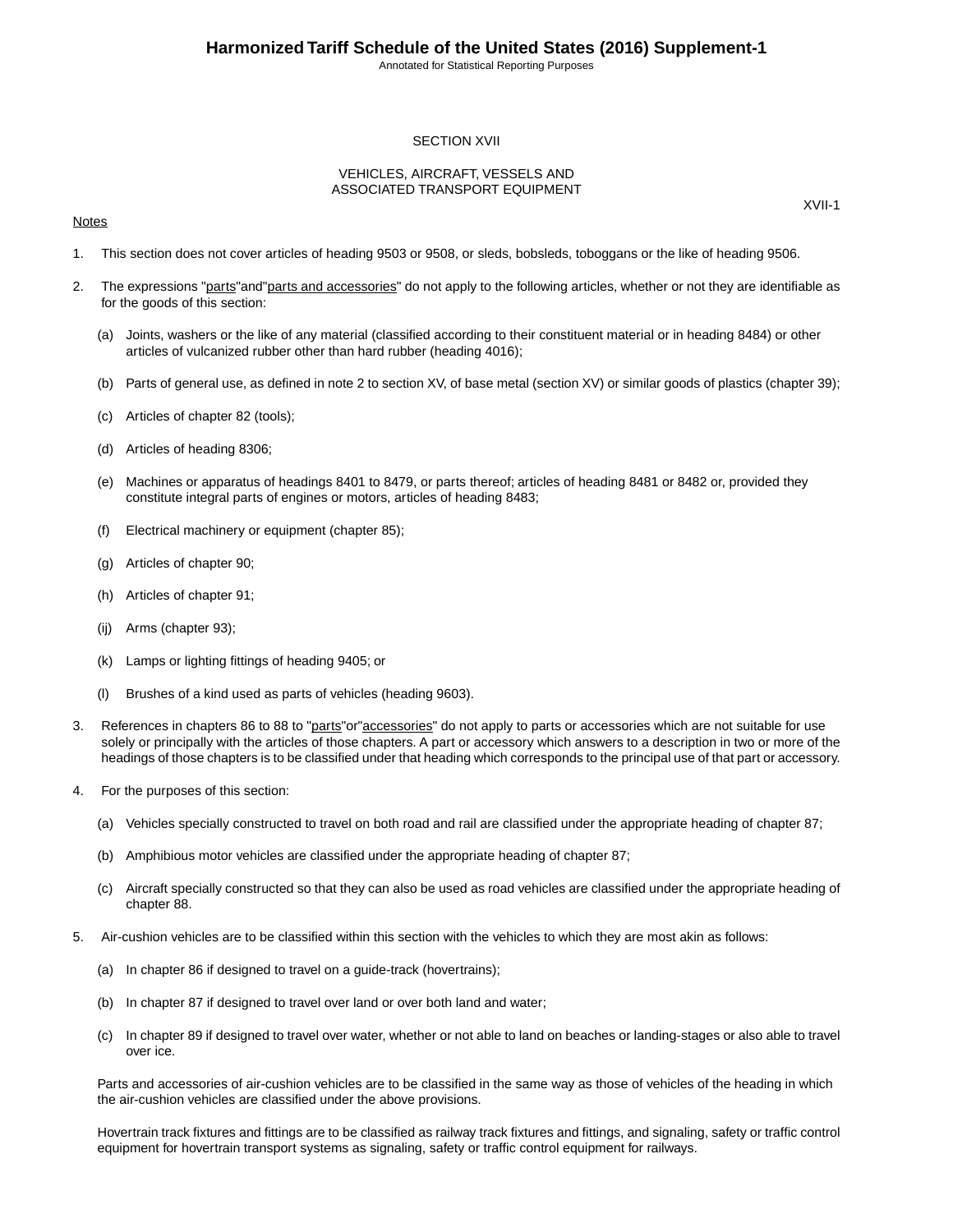# SECTION XVII

## VEHICLES, AIRCRAFT, VESSELS AND ASSOCIATED TRANSPORT EQUIPMENT

XVII-1

Notes

1. This section does not cover articles of heading 9503 or 9508, or sleds, bobsleds, toboggans or the like of heading 9506.

2. The expressions "parts" and "parts and accessories" do not apply to the following articles, whether or not they are identifiable as for the goods of this section:

   (a) Joints, washers or the like of any material (classified according to their constituent material or in heading 8484) or other articles of vulcanized rubber other than hard rubber (heading 4016);

   (b) Parts of general use, as defined in note 2 to section XV, of base metal (section XV) or similar goods of plastics (chapter 39);

   (c) Articles of chapter 82 (tools);

   (d) Articles of heading 8306;

   (e) Machines or apparatus of headings 8401 to 8479, or parts thereof; articles of heading 8481 or 8482 or, provided they constitute integral parts of engines or motors, articles of heading 8483;

   (f) Electrical machinery or equipment (chapter 85);

   (g) Articles of chapter 90;

   (h) Articles of chapter 91;

   (ij) Arms (chapter 93);

   (k) Lamps or lighting fittings of heading 9405; or

   (l) Brushes of a kind used as parts of vehicles (heading 9603).

3. References in chapters 86 to 88 to "parts" or "accessories" do not apply to parts or accessories which are not suitable for use solely or principally with the articles of those chapters. A part or accessory which answers to a description in two or more of the headings of those chapters is to be classified under that heading which corresponds to the principal use of that part or accessory.

4. For the purposes of this section:

   (a) Vehicles specially constructed to travel on both road and rail are classified under the appropriate heading of chapter 87;

   (b) Amphibious motor vehicles are classified under the appropriate heading of chapter 87;

   (c) Aircraft specially constructed so that they can also be used as road vehicles are classified under the appropriate heading of chapter 88.

5. Air-cushion vehicles are to be classified within this section with the vehicles to which they are most akin as follows:

   (a) In chapter 86 if designed to travel on a guide-track (hovertrains);

   (b) In chapter 87 if designed to travel over land or over both land and water;

   (c) In chapter 89 if designed to travel over water, whether or not able to land on beaches or landing-stages or also able to travel over ice.

   Parts and accessories of air-cushion vehicles are to be classified in the same way as those of vehicles of the heading in which the air-cushion vehicles are classified under the above provisions.

   Hovertrain track fixtures and fittings are to be classified as railway track fixtures and fittings, and signaling, safety or traffic control equipment for hovertrain transport systems as signaling, safety or traffic control equipment for railways.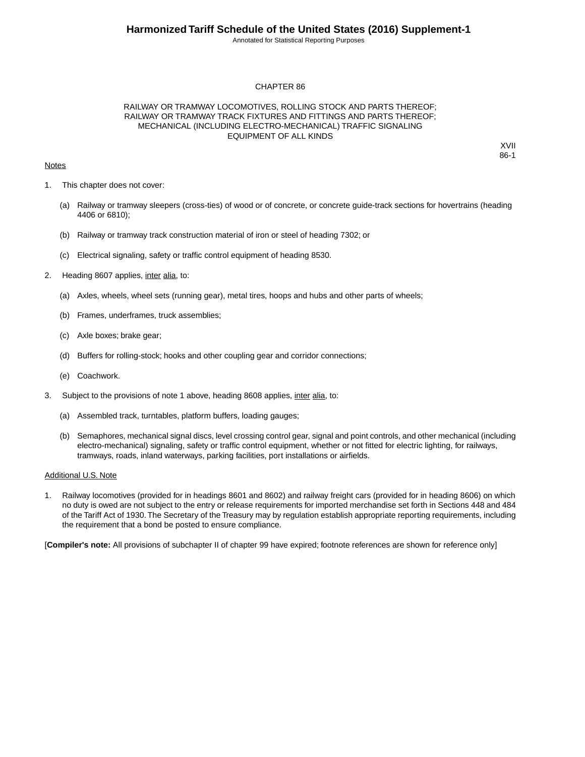# CHAPTER 86

## RAILWAY OR TRAMWAY LOCOMOTIVES, ROLLING STOCK AND PARTS THEREOF; RAILWAY OR TRAMWAY TRACK FIXTURES AND FITTINGS AND PARTS THEREOF; MECHANICAL (INCLUDING ELECTRO-MECHANICAL) TRAFFIC SIGNALING EQUIPMENT OF ALL KINDS

XVII
86-1

Notes

1. This chapter does not cover:

   (a) Railway or tramway sleepers (cross-ties) of wood or of concrete, or concrete guide-track sections for hovertrains (heading 4406 or 6810);

   (b) Railway or tramway track construction material of iron or steel of heading 7302; or

   (c) Electrical signaling, safety or traffic control equipment of heading 8530.

2. Heading 8607 applies, inter alia, to:

   (a) Axles, wheels, wheel sets (running gear), metal tires, hoops and hubs and other parts of wheels;

   (b) Frames, underframes, truck assemblies;

   (c) Axle boxes; brake gear;

   (d) Buffers for rolling-stock; hooks and other coupling gear and corridor connections;

   (e) Coachwork.

3. Subject to the provisions of note 1 above, heading 8608 applies, inter alia, to:

   (a) Assembled track, turntables, platform buffers, loading gauges;

   (b) Semaphores, mechanical signal discs, level crossing control gear, signal and point controls, and other mechanical (including electro-mechanical) signaling, safety or traffic control equipment, whether or not fitted for electric lighting, for railways, tramways, roads, inland waterways, parking facilities, port installations or airfields.

Additional U.S. Note

1. Railway locomotives (provided for in headings 8601 and 8602) and railway freight cars (provided for in heading 8606) on which no duty is owed are not subject to the entry or release requirements for imported merchandise set forth in Sections 448 and 484 of the Tariff Act of 1930. The Secretary of the Treasury may by regulation establish appropriate reporting requirements, including the requirement that a bond be posted to ensure compliance.

[**Compiler's note:** All provisions of subchapter II of chapter 99 have expired; footnote references are shown for reference only]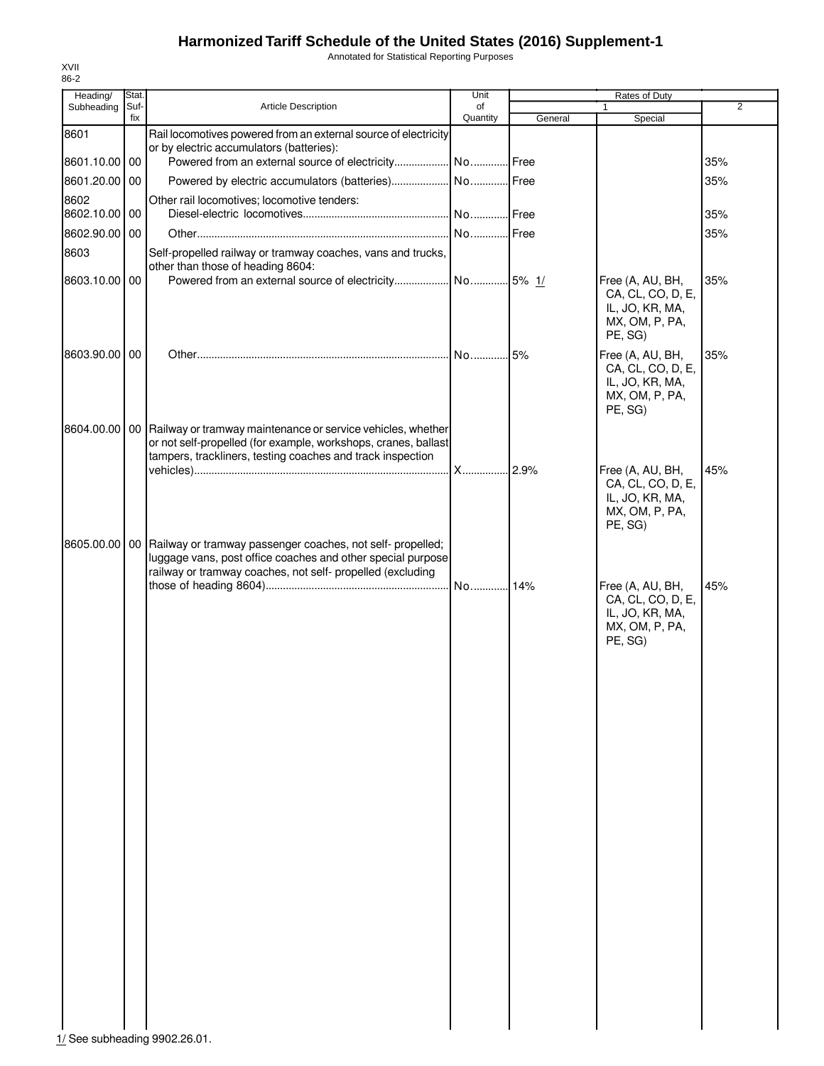# Harmonized Tariff Schedule of the United States (2016) Supplement-1

Annotated for Statistical Reporting Purposes

XVII
86-2

| Heading/ Subheading | Stat. Suf- fix | Article Description | Unit of Quantity | Rates of Duty | | |
|---|---|---|---|---|---|---|
| | | | | 1 | | 2 |
| | | | | General | Special | |
| 8601 | | Rail locomotives powered from an external source of electricity or by electric accumulators (batteries): | | | | |
| 8601.10.00 | 00 | Powered from an external source of electricity | No. | Free | | 35% |
| 8601.20.00 | 00 | Powered by electric accumulators (batteries) | No. | Free | | 35% |
| 8602 | | Other rail locomotives; locomotive tenders: | | | | |
| 8602.10.00 | 00 | Diesel-electric locomotives | No. | Free | | 35% |
| 8602.90.00 | 00 | Other | No. | Free | | 35% |
| 8603 | | Self-propelled railway or tramway coaches, vans and trucks, other than those of heading 8604: | | | | |
| 8603.10.00 | 00 | Powered from an external source of electricity | No. | 5% 1/ | Free (A, AU, BH, CA, CL, CO, D, E, IL, JO, KR, MA, MX, OM, P, PA, PE, SG) | 35% |
| 8603.90.00 | 00 | Other | No. | 5% | Free (A, AU, BH, CA, CL, CO, D, E, IL, JO, KR, MA, MX, OM, P, PA, PE, SG) | 35% |
| 8604.00.00 | 00 | Railway or tramway maintenance or service vehicles, whether or not self-propelled (for example, workshops, cranes, ballast tampers, trackliners, testing coaches and track inspection vehicles) | X | 2.9% | Free (A, AU, BH, CA, CL, CO, D, E, IL, JO, KR, MA, MX, OM, P, PA, PE, SG) | 45% |
| 8605.00.00 | 00 | Railway or tramway passenger coaches, not self- propelled; luggage vans, post office coaches and other special purpose railway or tramway coaches, not self- propelled (excluding those of heading 8604) | No. | 14% | Free (A, AU, BH, CA, CL, CO, D, E, IL, JO, KR, MA, MX, OM, P, PA, PE, SG) | 45% |

1/ See subheading 9902.26.01.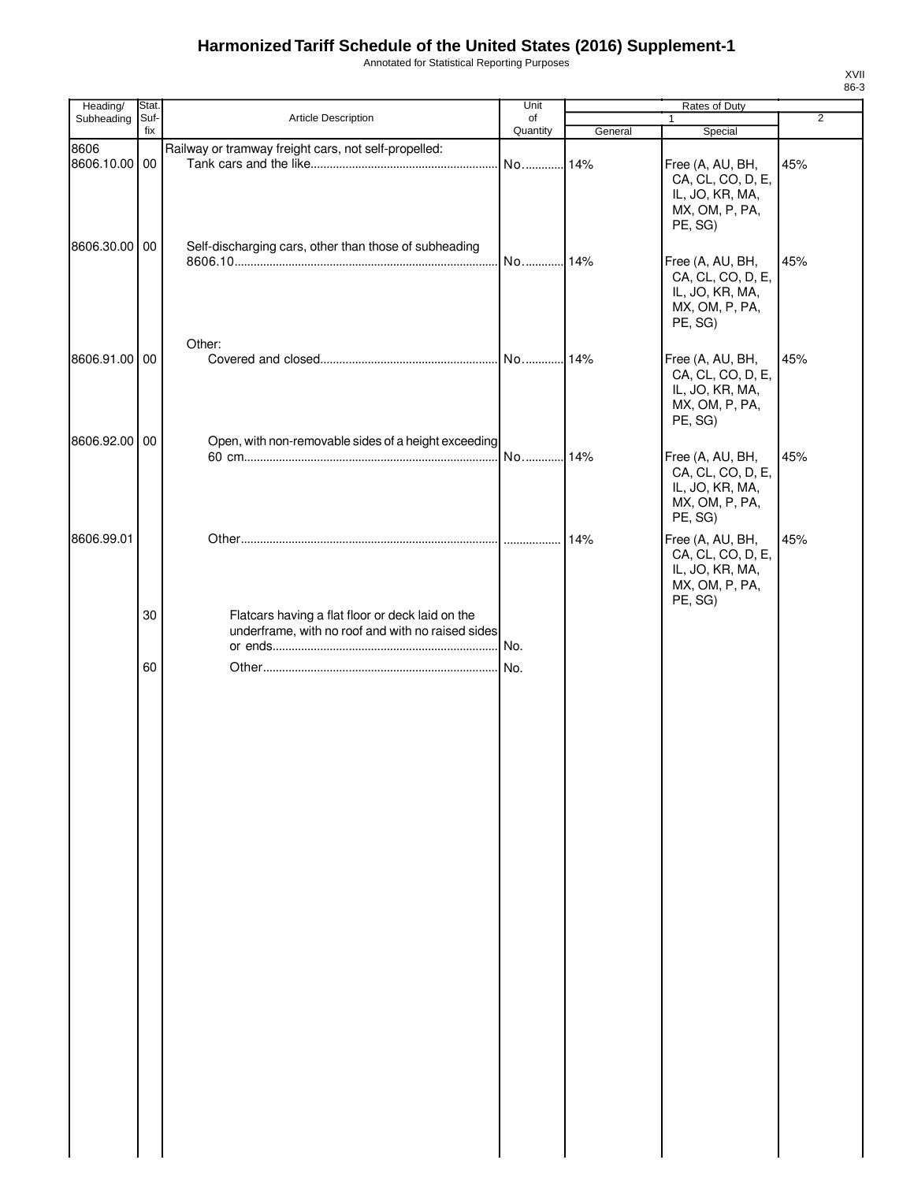# Harmonized Tariff Schedule of the United States (2016) Supplement-1

Annotated for Statistical Reporting Purposes

XVII
86-3

| Heading/ Subheading | Stat. Suf- fix | Article Description | Unit of Quantity | Rates of Duty 1 General | Special | 2 |
|---|---|---|---|---|---|---|
| 8606 | | Railway or tramway freight cars, not self-propelled: | | | | |
| 8606.10.00 | 00 | Tank cars and the like | No. | 14% | Free (A, AU, BH, CA, CL, CO, D, E, IL, JO, KR, MA, MX, OM, P, PA, PE, SG) | 45% |
| 8606.30.00 | 00 | Self-discharging cars, other than those of subheading 8606.10 | No. | 14% | Free (A, AU, BH, CA, CL, CO, D, E, IL, JO, KR, MA, MX, OM, P, PA, PE, SG) | 45% |
| | | Other: | | | | |
| 8606.91.00 | 00 | Covered and closed | No. | 14% | Free (A, AU, BH, CA, CL, CO, D, E, IL, JO, KR, MA, MX, OM, P, PA, PE, SG) | 45% |
| 8606.92.00 | 00 | Open, with non-removable sides of a height exceeding 60 cm | No. | 14% | Free (A, AU, BH, CA, CL, CO, D, E, IL, JO, KR, MA, MX, OM, P, PA, PE, SG) | 45% |
| 8606.99.01 | | Other | | 14% | Free (A, AU, BH, CA, CL, CO, D, E, IL, JO, KR, MA, MX, OM, P, PA, PE, SG) | 45% |
| | 30 | Flatcars having a flat floor or deck laid on the underframe, with no roof and with no raised sides or ends | No. | | | |
| | 60 | Other | No. | | | |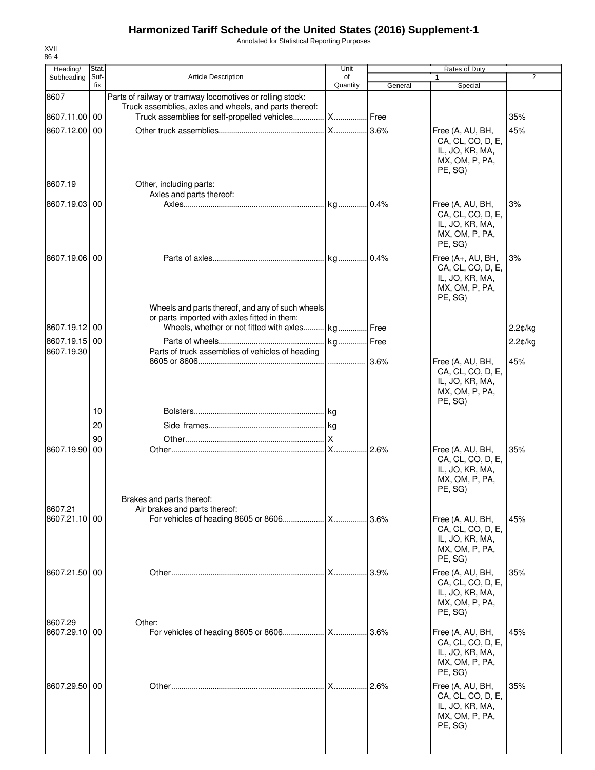# Harmonized Tariff Schedule of the United States (2016) Supplement-1

Annotated for Statistical Reporting Purposes

XVII
86-4

| Heading/ Subheading | Stat. Suf- fix | Article Description | Unit of Quantity | Rates of Duty 1 General | Special | 2 |
|---|---|---|---|---|---|---|
| 8607 | | Parts of railway or tramway locomotives or rolling stock: | | | | |
| | | Truck assemblies, axles and wheels, and parts thereof: | | | | |
| 8607.11.00 | 00 | Truck assemblies for self-propelled vehicles | X | Free | | 35% |
| 8607.12.00 | 00 | Other truck assemblies | X | 3.6% | Free (A, AU, BH, CA, CL, CO, D, E, IL, JO, KR, MA, MX, OM, P, PA, PE, SG) | 45% |
| 8607.19 | | Other, including parts: | | | | |
| | | Axles and parts thereof: | | | | |
| 8607.19.03 | 00 | Axles | kg | 0.4% | Free (A, AU, BH, CA, CL, CO, D, E, IL, JO, KR, MA, MX, OM, P, PA, PE, SG) | 3% |
| 8607.19.06 | 00 | Parts of axles | kg | 0.4% | Free (A+, AU, BH, CA, CL, CO, D, E, IL, JO, KR, MA, MX, OM, P, PA, PE, SG) | 3% |
| | | Wheels and parts thereof, and any of such wheels or parts imported with axles fitted in them: | | | | |
| 8607.19.12 | 00 | Wheels, whether or not fitted with axles | kg | Free | | 2.2¢/kg |
| 8607.19.15 | 00 | Parts of wheels | kg | Free | | 2.2¢/kg |
| 8607.19.30 | | Parts of truck assemblies of vehicles of heading 8605 or 8606 | | 3.6% | Free (A, AU, BH, CA, CL, CO, D, E, IL, JO, KR, MA, MX, OM, P, PA, PE, SG) | 45% |
| | 10 | Bolsters | kg | | | |
| | 20 | Side frames | kg | | | |
| | 90 | Other | X | | | |
| 8607.19.90 | 00 | Other | X | 2.6% | Free (A, AU, BH, CA, CL, CO, D, E, IL, JO, KR, MA, MX, OM, P, PA, PE, SG) | 35% |
| | | Brakes and parts thereof: | | | | |
| 8607.21 | | Air brakes and parts thereof: | | | | |
| 8607.21.10 | 00 | For vehicles of heading 8605 or 8606 | X | 3.6% | Free (A, AU, BH, CA, CL, CO, D, E, IL, JO, KR, MA, MX, OM, P, PA, PE, SG) | 45% |
| 8607.21.50 | 00 | Other | X | 3.9% | Free (A, AU, BH, CA, CL, CO, D, E, IL, JO, KR, MA, MX, OM, P, PA, PE, SG) | 35% |
| 8607.29 | | Other: | | | | |
| 8607.29.10 | 00 | For vehicles of heading 8605 or 8606 | X | 3.6% | Free (A, AU, BH, CA, CL, CO, D, E, IL, JO, KR, MA, MX, OM, P, PA, PE, SG) | 45% |
| 8607.29.50 | 00 | Other | X | 2.6% | Free (A, AU, BH, CA, CL, CO, D, E, IL, JO, KR, MA, MX, OM, P, PA, PE, SG) | 35% |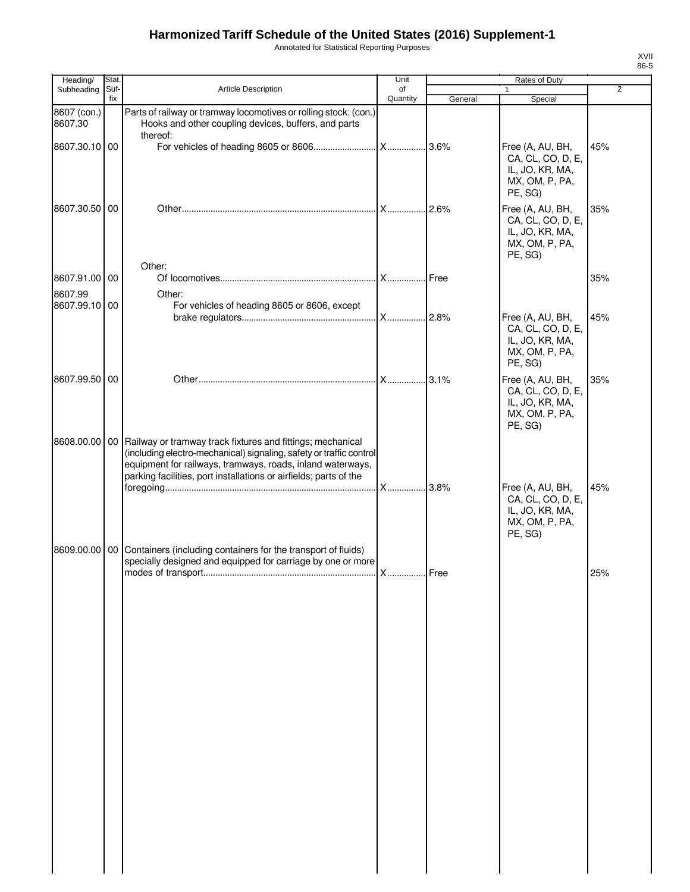# Harmonized Tariff Schedule of the United States (2016) Supplement-1

Annotated for Statistical Reporting Purposes

XVII
86-5

| Heading/ Subheading | Stat. Suf- fix | Article Description | Unit of Quantity | Rates of Duty 1 General | Rates of Duty 1 Special | Rates of Duty 2 |
|---|---|---|---|---|---|---|
| 8607 (con.) | | Parts of railway or tramway locomotives or rolling stock: (con.) | | | | |
| 8607.30 | | Hooks and other coupling devices, buffers, and parts thereof: | | | | |
| 8607.30.10 | 00 | For vehicles of heading 8605 or 8606 | X | 3.6% | Free (A, AU, BH, CA, CL, CO, D, E, IL, JO, KR, MA, MX, OM, P, PA, PE, SG) | 45% |
| 8607.30.50 | 00 | Other | X | 2.6% | Free (A, AU, BH, CA, CL, CO, D, E, IL, JO, KR, MA, MX, OM, P, PA, PE, SG) | 35% |
| | | Other: | | | | |
| 8607.91.00 | 00 | Of locomotives | X | Free | | 35% |
| 8607.99 | | Other: | | | | |
| 8607.99.10 | 00 | For vehicles of heading 8605 or 8606, except brake regulators | X | 2.8% | Free (A, AU, BH, CA, CL, CO, D, E, IL, JO, KR, MA, MX, OM, P, PA, PE, SG) | 45% |
| 8607.99.50 | 00 | Other | X | 3.1% | Free (A, AU, BH, CA, CL, CO, D, E, IL, JO, KR, MA, MX, OM, P, PA, PE, SG) | 35% |
| 8608.00.00 | 00 | Railway or tramway track fixtures and fittings; mechanical (including electro-mechanical) signaling, safety or traffic control equipment for railways, tramways, roads, inland waterways, parking facilities, port installations or airfields; parts of the foregoing | X | 3.8% | Free (A, AU, BH, CA, CL, CO, D, E, IL, JO, KR, MA, MX, OM, P, PA, PE, SG) | 45% |
| 8609.00.00 | 00 | Containers (including containers for the transport of fluids) specially designed and equipped for carriage by one or more modes of transport | X | Free | | 25% |